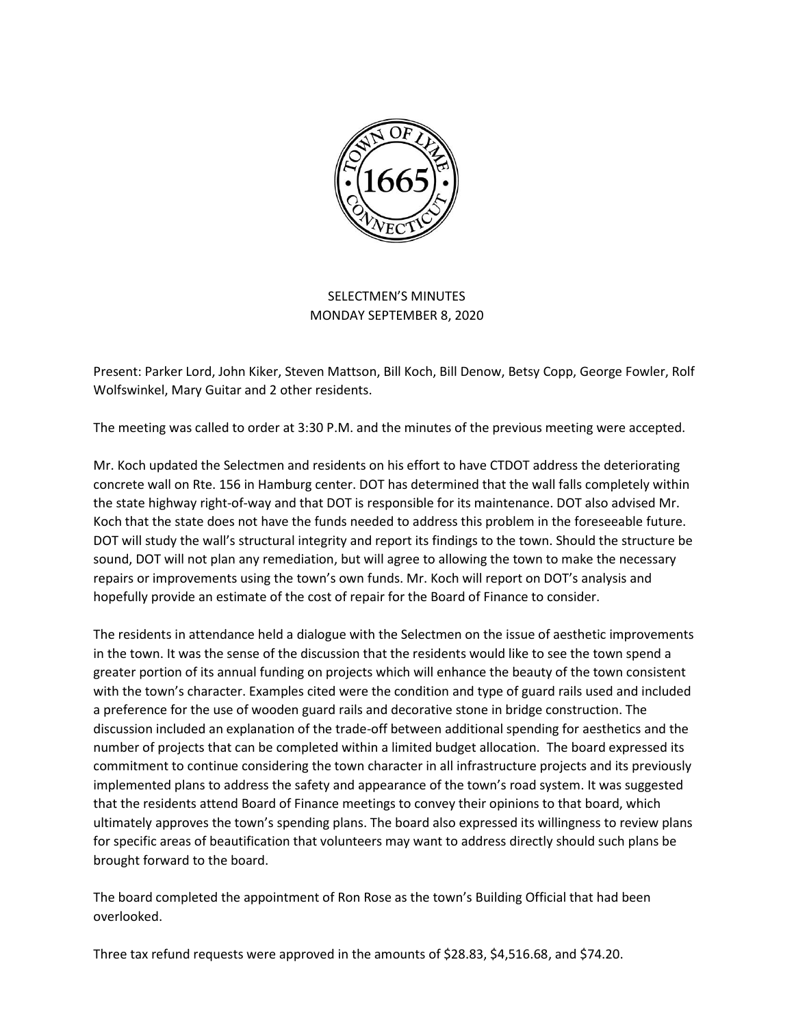# SELECTMEN'S MINUTES
## MONDAY SEPTEMBER 8, 2020

Present: Parker Lord, John Kiker, Steven Mattson, Bill Koch, Bill Denow, Betsy Copp, George Fowler, Rolf Wolfswinkel, Mary Guitar and 2 other residents.

The meeting was called to order at 3:30 P.M. and the minutes of the previous meeting were accepted.

Mr. Koch updated the Selectmen and residents on his effort to have CTDOT address the deteriorating concrete wall on Rte. 156 in Hamburg center. DOT has determined that the wall falls completely within the state highway right-of-way and that DOT is responsible for its maintenance. DOT also advised Mr. Koch that the state does not have the funds needed to address this problem in the foreseeable future. DOT will study the wall's structural integrity and report its findings to the town. Should the structure be sound, DOT will not plan any remediation, but will agree to allowing the town to make the necessary repairs or improvements using the town's own funds. Mr. Koch will report on DOT's analysis and hopefully provide an estimate of the cost of repair for the Board of Finance to consider.

The residents in attendance held a dialogue with the Selectmen on the issue of aesthetic improvements in the town. It was the sense of the discussion that the residents would like to see the town spend a greater portion of its annual funding on projects which will enhance the beauty of the town consistent with the town's character. Examples cited were the condition and type of guard rails used and included a preference for the use of wooden guard rails and decorative stone in bridge construction. The discussion included an explanation of the trade-off between additional spending for aesthetics and the number of projects that can be completed within a limited budget allocation. The board expressed its commitment to continue considering the town character in all infrastructure projects and its previously implemented plans to address the safety and appearance of the town's road system. It was suggested that the residents attend Board of Finance meetings to convey their opinions to that board, which ultimately approves the town's spending plans. The board also expressed its willingness to review plans for specific areas of beautification that volunteers may want to address directly should such plans be brought forward to the board.

The board completed the appointment of Ron Rose as the town's Building Official that had been overlooked.

Three tax refund requests were approved in the amounts of $28.83, $4,516.68, and $74.20.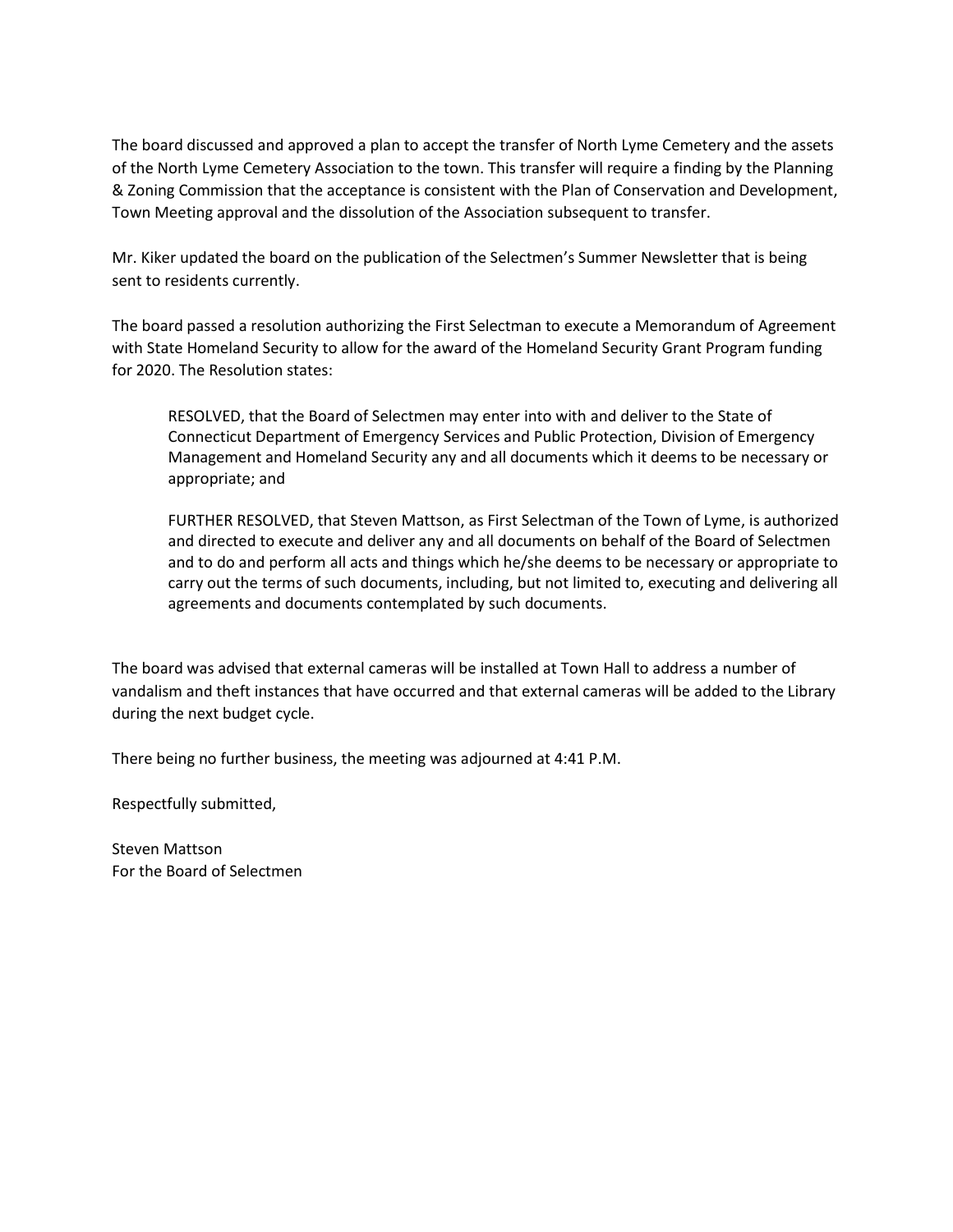The board discussed and approved a plan to accept the transfer of North Lyme Cemetery and the assets of the North Lyme Cemetery Association to the town. This transfer will require a finding by the Planning & Zoning Commission that the acceptance is consistent with the Plan of Conservation and Development, Town Meeting approval and the dissolution of the Association subsequent to transfer.

Mr. Kiker updated the board on the publication of the Selectmen's Summer Newsletter that is being sent to residents currently.

The board passed a resolution authorizing the First Selectman to execute a Memorandum of Agreement with State Homeland Security to allow for the award of the Homeland Security Grant Program funding for 2020. The Resolution states:

> RESOLVED, that the Board of Selectmen may enter into with and deliver to the State of Connecticut Department of Emergency Services and Public Protection, Division of Emergency Management and Homeland Security any and all documents which it deems to be necessary or appropriate; and
>
> FURTHER RESOLVED, that Steven Mattson, as First Selectman of the Town of Lyme, is authorized and directed to execute and deliver any and all documents on behalf of the Board of Selectmen and to do and perform all acts and things which he/she deems to be necessary or appropriate to carry out the terms of such documents, including, but not limited to, executing and delivering all agreements and documents contemplated by such documents.

The board was advised that external cameras will be installed at Town Hall to address a number of vandalism and theft instances that have occurred and that external cameras will be added to the Library during the next budget cycle.

There being no further business, the meeting was adjourned at 4:41 P.M.

Respectfully submitted,

Steven Mattson
For the Board of Selectmen